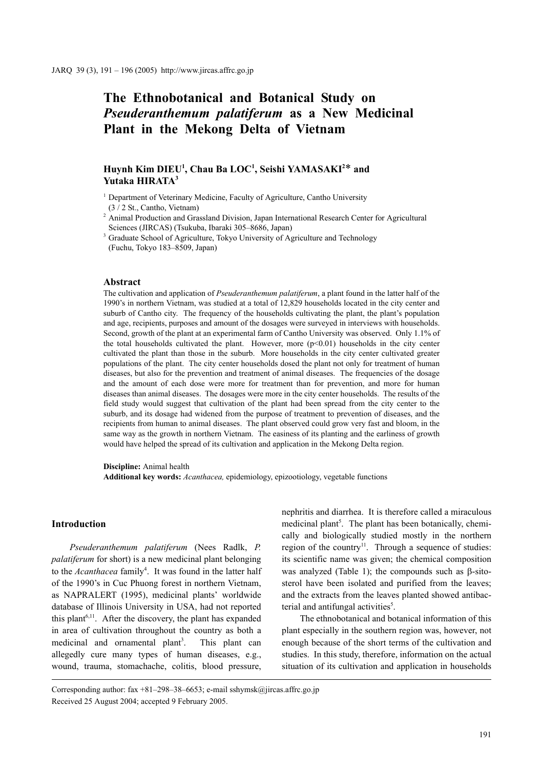# The Ethnobotanical and Botanical Study on *Pseuderanthemum palatiferum* as a New Medicinal Plant in the Mekong Delta of Vietnam

**Huynh Kim DIEU[1], Chau Ba LOC[1], Seishi YAMASAKI[2]* and Yutaka HIRATA[3]**

[1] Department of Veterinary Medicine, Faculty of Agriculture, Cantho University (3 / 2 St., Cantho, Vietnam)

[2] Animal Production and Grassland Division, Japan International Research Center for Agricultural Sciences (JIRCAS) (Tsukuba, Ibaraki 305–8686, Japan)

[3] Graduate School of Agriculture, Tokyo University of Agriculture and Technology (Fuchu, Tokyo 183–8509, Japan)

### Abstract

The cultivation and application of *Pseuderanthemum palatiferum*, a plant found in the latter half of the 1990's in northern Vietnam, was studied at a total of 12,829 households located in the city center and suburb of Cantho city. The frequency of the households cultivating the plant, the plant's population and age, recipients, purposes and amount of the dosages were surveyed in interviews with households. Second, growth of the plant at an experimental farm of Cantho University was observed. Only 1.1% of the total households cultivated the plant. However, more ($p<0.01$) households in the city center cultivated the plant than those in the suburb. More households in the city center cultivated greater populations of the plant. The city center households dosed the plant not only for treatment of human diseases, but also for the prevention and treatment of animal diseases. The frequencies of the dosage and the amount of each dose were more for treatment than for prevention, and more for human diseases than animal diseases. The dosages were more in the city center households. The results of the field study would suggest that cultivation of the plant had been spread from the city center to the suburb, and its dosage had widened from the purpose of treatment to prevention of diseases, and the recipients from human to animal diseases. The plant observed could grow very fast and bloom, in the same way as the growth in northern Vietnam. The easiness of its planting and the earliness of growth would have helped the spread of its cultivation and application in the Mekong Delta region.

**Discipline:** Animal health
**Additional key words:** *Acanthacea,* epidemiology, epizootiology, vegetable functions

## Introduction

*Pseuderanthemum palatiferum* (Nees Radlk, *P. palatiferum* for short) is a new medicinal plant belonging to the *Acanthacea* family[4]. It was found in the latter half of the 1990's in Cuc Phuong forest in northern Vietnam, as NAPRALERT (1995), medicinal plants' worldwide database of Illinois University in USA, had not reported this plant[6,11]. After the discovery, the plant has expanded in area of cultivation throughout the country as both a medicinal and ornamental plant[3]. This plant can allegedly cure many types of human diseases, e.g., wound, trauma, stomachache, colitis, blood pressure, nephritis and diarrhea. It is therefore called a miraculous medicinal plant[5]. The plant has been botanically, chemically and biologically studied mostly in the northern region of the country[11]. Through a sequence of studies: its scientific name was given; the chemical composition was analyzed (Table 1); the compounds such as β-sitosterol have been isolated and purified from the leaves; and the extracts from the leaves planted showed antibacterial and antifungal activities[5].

The ethnobotanical and botanical information of this plant especially in the southern region was, however, not enough because of the short terms of the cultivation and studies. In this study, therefore, information on the actual situation of its cultivation and application in households

Corresponding author: fax +81–298–38–6653; e-mail sshymsk@jircas.affrc.go.jp
Received 25 August 2004; accepted 9 February 2005.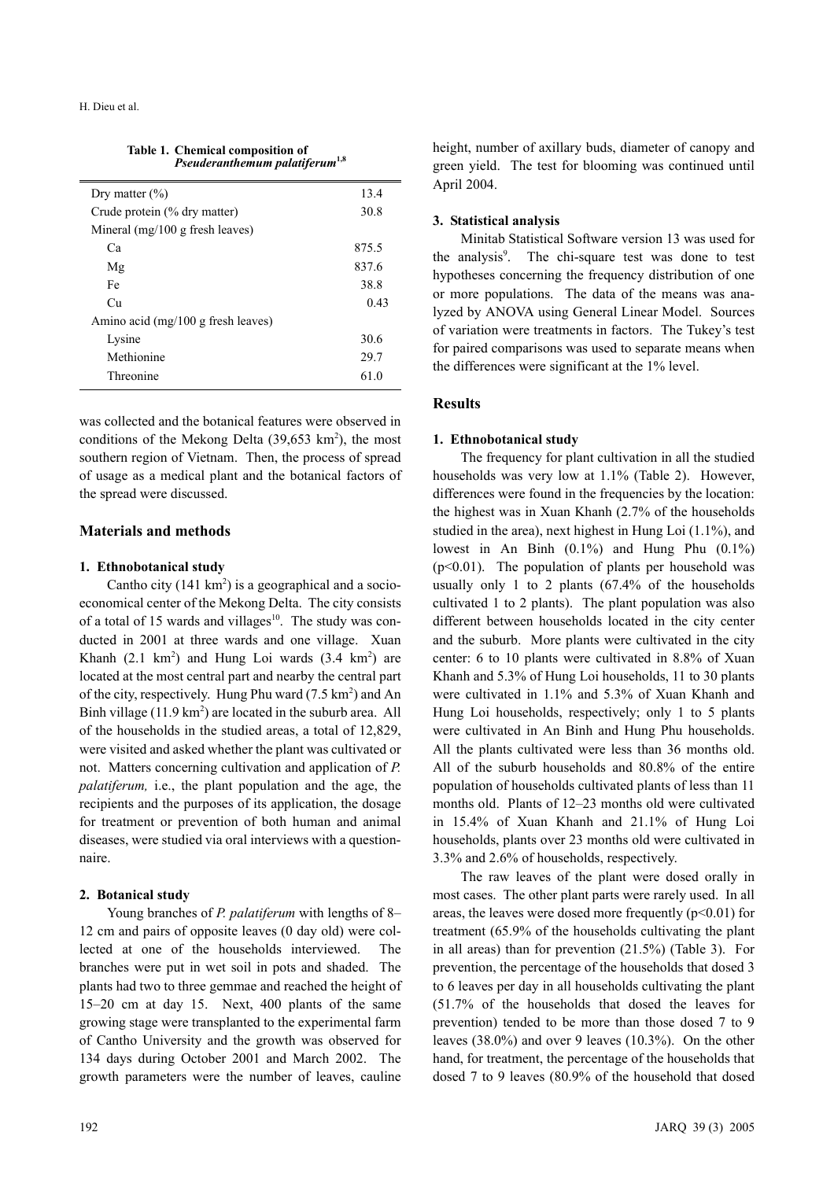**Table 1. Chemical composition of *Pseuderanthemum palatiferum*[1,8]**

| | |
|---|---|
| Dry matter (%) | 13.4 |
| Crude protein (% dry matter) | 30.8 |
| Mineral (mg/100 g fresh leaves) | |
| Ca | 875.5 |
| Mg | 837.6 |
| Fe | 38.8 |
| Cu | 0.43 |
| Amino acid (mg/100 g fresh leaves) | |
| Lysine | 30.6 |
| Methionine | 29.7 |
| Threonine | 61.0 |

was collected and the botanical features were observed in conditions of the Mekong Delta (39,653 km$^2$), the most southern region of Vietnam. Then, the process of spread of usage as a medical plant and the botanical factors of the spread were discussed.

## Materials and methods

### 1. Ethnobotanical study

Cantho city (141 km$^2$) is a geographical and a socio-economical center of the Mekong Delta. The city consists of a total of 15 wards and villages[10]. The study was conducted in 2001 at three wards and one village. Xuan Khanh (2.1 km$^2$) and Hung Loi wards (3.4 km$^2$) are located at the most central part and nearby the central part of the city, respectively. Hung Phu ward (7.5 km$^2$) and An Binh village (11.9 km$^2$) are located in the suburb area. All of the households in the studied areas, a total of 12,829, were visited and asked whether the plant was cultivated or not. Matters concerning cultivation and application of *P. palatiferum,* i.e., the plant population and the age, the recipients and the purposes of its application, the dosage for treatment or prevention of both human and animal diseases, were studied via oral interviews with a questionnaire.

### 2. Botanical study

Young branches of *P. palatiferum* with lengths of 8–12 cm and pairs of opposite leaves (0 day old) were collected at one of the households interviewed. The branches were put in wet soil in pots and shaded. The plants had two to three gemmae and reached the height of 15–20 cm at day 15. Next, 400 plants of the same growing stage were transplanted to the experimental farm of Cantho University and the growth was observed for 134 days during October 2001 and March 2002. The growth parameters were the number of leaves, cauline height, number of axillary buds, diameter of canopy and green yield. The test for blooming was continued until April 2004.

### 3. Statistical analysis

Minitab Statistical Software version 13 was used for the analysis[9]. The chi-square test was done to test hypotheses concerning the frequency distribution of one or more populations. The data of the means was analyzed by ANOVA using General Linear Model. Sources of variation were treatments in factors. The Tukey's test for paired comparisons was used to separate means when the differences were significant at the 1% level.

## Results

### 1. Ethnobotanical study

The frequency for plant cultivation in all the studied households was very low at 1.1% (Table 2). However, differences were found in the frequencies by the location: the highest was in Xuan Khanh (2.7% of the households studied in the area), next highest in Hung Loi (1.1%), and lowest in An Binh (0.1%) and Hung Phu (0.1%) ($p<0.01$). The population of plants per household was usually only 1 to 2 plants (67.4% of the households cultivated 1 to 2 plants). The plant population was also different between households located in the city center and the suburb. More plants were cultivated in the city center: 6 to 10 plants were cultivated in 8.8% of Xuan Khanh and 5.3% of Hung Loi households, 11 to 30 plants were cultivated in 1.1% and 5.3% of Xuan Khanh and Hung Loi households, respectively; only 1 to 5 plants were cultivated in An Binh and Hung Phu households. All the plants cultivated were less than 36 months old. All of the suburb households and 80.8% of the entire population of households cultivated plants of less than 11 months old. Plants of 12–23 months old were cultivated in 15.4% of Xuan Khanh and 21.1% of Hung Loi households, plants over 23 months old were cultivated in 3.3% and 2.6% of households, respectively.

The raw leaves of the plant were dosed orally in most cases. The other plant parts were rarely used. In all areas, the leaves were dosed more frequently ($p<0.01$) for treatment (65.9% of the households cultivating the plant in all areas) than for prevention (21.5%) (Table 3). For prevention, the percentage of the households that dosed 3 to 6 leaves per day in all households cultivating the plant (51.7% of the households that dosed the leaves for prevention) tended to be more than those dosed 7 to 9 leaves (38.0%) and over 9 leaves (10.3%). On the other hand, for treatment, the percentage of the households that dosed 7 to 9 leaves (80.9% of the household that dosed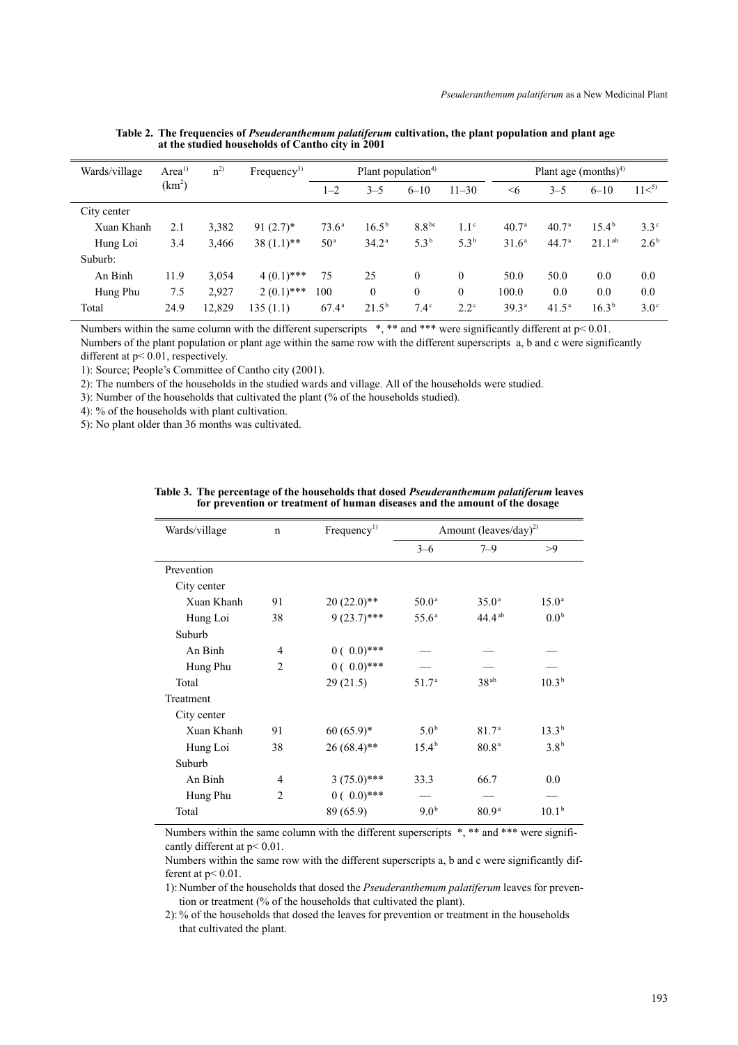**Table 2. The frequencies of *Pseuderanthemum palatiferum* cultivation, the plant population and plant age at the studied households of Cantho city in 2001**

| Wards/village | Area[1] (km$^2$) | n[2] | Frequency[3] | Plant population[4] | | | | Plant age (months)[4] | | | |
|---|---|---|---|---|---|---|---|---|---|---|---|
| | | | | 1–2 | 3–5 | 6–10 | 11–30 | <6 | 3–5 | 6–10 | 11<[5] |
| City center | | | | | | | | | | | |
| Xuan Khanh | 2.1 | 3,382 | 91 (2.7)* | 73.6$^a$ | 16.5$^b$ | 8.8$^{bc}$ | 1.1$^c$ | 40.7$^a$ | 40.7$^a$ | 15.4$^b$ | 3.3$^c$ |
| Hung Loi | 3.4 | 3,466 | 38 (1.1)** | 50$^a$ | 34.2$^a$ | 5.3$^b$ | 5.3$^b$ | 31.6$^a$ | 44.7$^a$ | 21.1$^{ab}$ | 2.6$^b$ |
| Suburb: | | | | | | | | | | | |
| An Binh | 11.9 | 3,054 | 4 (0.1)*** | 75 | 25 | 0 | 0 | 50.0 | 50.0 | 0.0 | 0.0 |
| Hung Phu | 7.5 | 2,927 | 2 (0.1)*** | 100 | 0 | 0 | 0 | 100.0 | 0.0 | 0.0 | 0.0 |
| Total | 24.9 | 12,829 | 135 (1.1) | 67.4$^a$ | 21.5$^b$ | 7.4$^c$ | 2.2$^c$ | 39.3$^a$ | 41.5$^a$ | 16.3$^b$ | 3.0$^c$ |

Numbers within the same column with the different superscripts *, ** and *** were significantly different at $p < 0.01$.
Numbers of the plant population or plant age within the same row with the different superscripts a, b and c were significantly different at $p < 0.01$, respectively.
1): Source; People's Committee of Cantho city (2001).
2): The numbers of the households in the studied wards and village. All of the households were studied.
3): Number of the households that cultivated the plant (% of the households studied).
4): % of the households with plant cultivation.
5): No plant older than 36 months was cultivated.

**Table 3. The percentage of the households that dosed *Pseuderanthemum palatiferum* leaves for prevention or treatment of human diseases and the amount of the dosage**

| Wards/village | n | Frequency[1] | Amount (leaves/day)[2] | | |
|---|---|---|---|---|---|
| | | | 3–6 | 7–9 | >9 |
| Prevention | | | | | |
| City center | | | | | |
| Xuan Khanh | 91 | 20 (22.0)** | 50.0$^a$ | 35.0$^a$ | 15.0$^a$ |
| Hung Loi | 38 | 9 (23.7)*** | 55.6$^a$ | 44.4$^{ab}$ | 0.0$^b$ |
| Suburb | | | | | |
| An Binh | 4 | 0 ( 0.0)*** | — | — | — |
| Hung Phu | 2 | 0 ( 0.0)*** | — | — | — |
| Total | | 29 (21.5) | 51.7$^a$ | 38$^{ab}$ | 10.3$^b$ |
| Treatment | | | | | |
| City center | | | | | |
| Xuan Khanh | 91 | 60 (65.9)* | 5.0$^b$ | 81.7$^a$ | 13.3$^b$ |
| Hung Loi | 38 | 26 (68.4)** | 15.4$^b$ | 80.8$^a$ | 3.8$^b$ |
| Suburb | | | | | |
| An Binh | 4 | 3 (75.0)*** | 33.3 | 66.7 | 0.0 |
| Hung Phu | 2 | 0 ( 0.0)*** | — | — | — |
| Total | | 89 (65.9) | 9.0$^b$ | 80.9$^a$ | 10.1$^b$ |

Numbers within the same column with the different superscripts *, ** and *** were significantly different at $p < 0.01$.
Numbers within the same row with the different superscripts a, b and c were significantly different at $p < 0.01$.
1): Number of the households that dosed the *Pseuderanthemum palatiferum* leaves for prevention or treatment (% of the households that cultivated the plant).
2): % of the households that dosed the leaves for prevention or treatment in the households that cultivated the plant.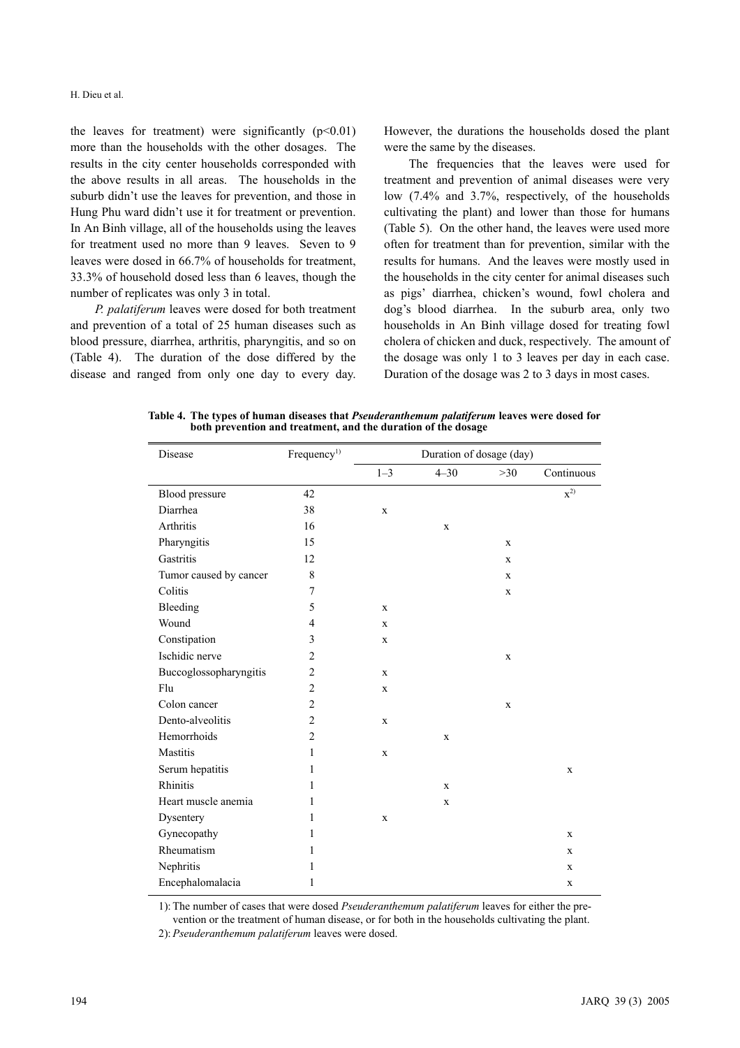the leaves for treatment) were significantly ($p<0.01$) more than the households with the other dosages. The results in the city center households corresponded with the above results in all areas. The households in the suburb didn't use the leaves for prevention, and those in Hung Phu ward didn't use it for treatment or prevention. In An Binh village, all of the households using the leaves for treatment used no more than 9 leaves. Seven to 9 leaves were dosed in 66.7% of households for treatment, 33.3% of household dosed less than 6 leaves, though the number of replicates was only 3 in total.

*P. palatiferum* leaves were dosed for both treatment and prevention of a total of 25 human diseases such as blood pressure, diarrhea, arthritis, pharyngitis, and so on (Table 4). The duration of the dose differed by the disease and ranged from only one day to every day. However, the durations the households dosed the plant were the same by the diseases.

The frequencies that the leaves were used for treatment and prevention of animal diseases were very low (7.4% and 3.7%, respectively, of the households cultivating the plant) and lower than those for humans (Table 5). On the other hand, the leaves were used more often for treatment than for prevention, similar with the results for humans. And the leaves were mostly used in the households in the city center for animal diseases such as pigs' diarrhea, chicken's wound, fowl cholera and dog's blood diarrhea. In the suburb area, only two households in An Binh village dosed for treating fowl cholera of chicken and duck, respectively. The amount of the dosage was only 1 to 3 leaves per day in each case. Duration of the dosage was 2 to 3 days in most cases.

**Table 4. The types of human diseases that *Pseuderanthemum palatiferum* leaves were dosed for both prevention and treatment, and the duration of the dosage**

| Disease | Frequency[1)] | Duration of dosage (day) | | | |
|---|---|---|---|---|---|
| | | 1–3 | 4–30 | >30 | Continuous |
| Blood pressure | 42 | | | | x[2)] |
| Diarrhea | 38 | x | | | |
| Arthritis | 16 | | x | | |
| Pharyngitis | 15 | | | x | |
| Gastritis | 12 | | | x | |
| Tumor caused by cancer | 8 | | | x | |
| Colitis | 7 | | | x | |
| Bleeding | 5 | x | | | |
| Wound | 4 | x | | | |
| Constipation | 3 | x | | | |
| Ischidic nerve | 2 | | | x | |
| Buccoglossopharyngitis | 2 | x | | | |
| Flu | 2 | x | | | |
| Colon cancer | 2 | | | x | |
| Dento-alveolitis | 2 | x | | | |
| Hemorrhoids | 2 | | x | | |
| Mastitis | 1 | x | | | |
| Serum hepatitis | 1 | | | | x |
| Rhinitis | 1 | | x | | |
| Heart muscle anemia | 1 | | x | | |
| Dysentery | 1 | x | | | |
| Gynecopathy | 1 | | | | x |
| Rheumatism | 1 | | | | x |
| Nephritis | 1 | | | | x |
| Encephalomalacia | 1 | | | | x |

1): The number of cases that were dosed *Pseuderanthemum palatiferum* leaves for either the prevention or the treatment of human disease, or for both in the households cultivating the plant.

2): *Pseuderanthemum palatiferum* leaves were dosed.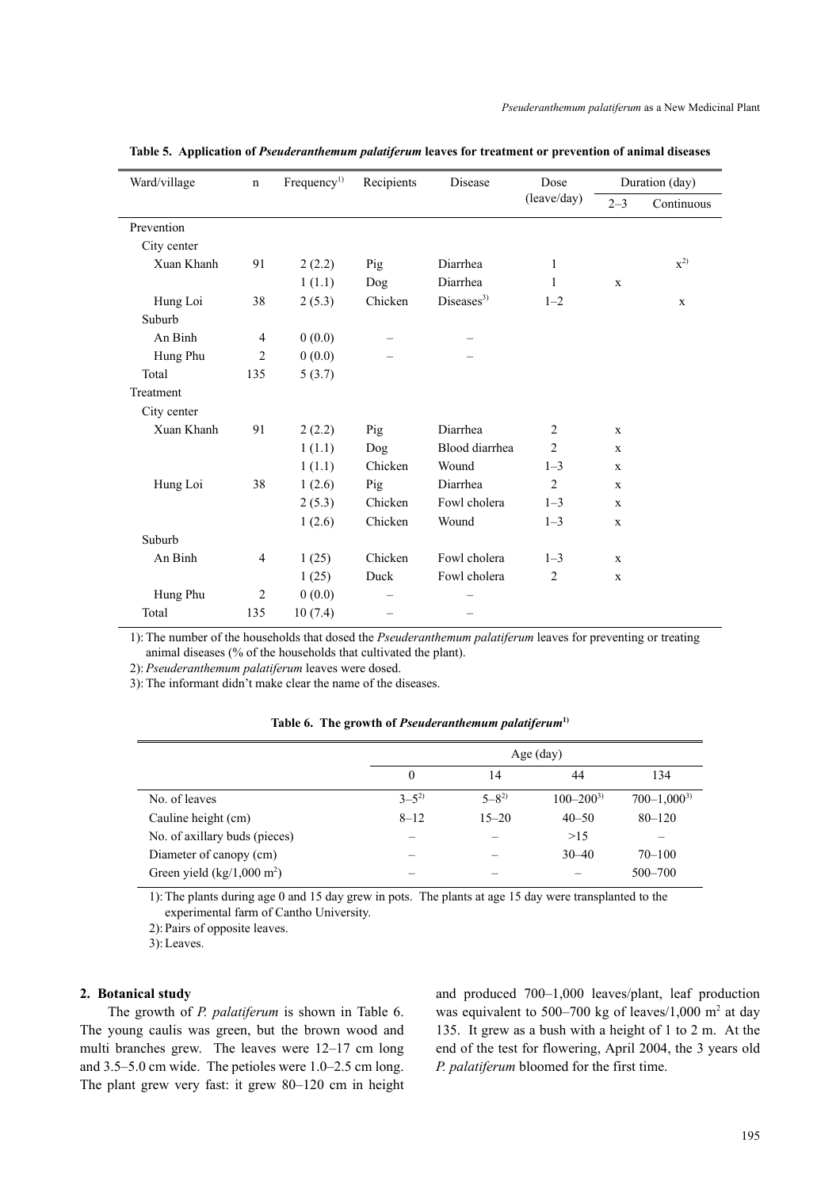**Table 5. Application of *Pseuderanthemum palatiferum* leaves for treatment or prevention of animal diseases**

| Ward/village | n | Frequency[1] | Recipients | Disease | Dose (leave/day) | Duration (day) | |
|---|---|---|---|---|---|---|---|
| | | | | | | 2–3 | Continuous |
| Prevention | | | | | | | |
| City center | | | | | | | |
| Xuan Khanh | 91 | 2 (2.2) | Pig | Diarrhea | 1 | | x[2] |
| | | 1 (1.1) | Dog | Diarrhea | 1 | x | |
| Hung Loi | 38 | 2 (5.3) | Chicken | Diseases[3] | 1–2 | | x |
| Suburb | | | | | | | |
| An Binh | 4 | 0 (0.0) | – | – | | | |
| Hung Phu | 2 | 0 (0.0) | – | – | | | |
| Total | 135 | 5 (3.7) | | | | | |
| Treatment | | | | | | | |
| City center | | | | | | | |
| Xuan Khanh | 91 | 2 (2.2) | Pig | Diarrhea | 2 | x | |
| | | 1 (1.1) | Dog | Blood diarrhea | 2 | x | |
| | | 1 (1.1) | Chicken | Wound | 1–3 | x | |
| Hung Loi | 38 | 1 (2.6) | Pig | Diarrhea | 2 | x | |
| | | 2 (5.3) | Chicken | Fowl cholera | 1–3 | x | |
| | | 1 (2.6) | Chicken | Wound | 1–3 | x | |
| Suburb | | | | | | | |
| An Binh | 4 | 1 (25) | Chicken | Fowl cholera | 1–3 | x | |
| | | 1 (25) | Duck | Fowl cholera | 2 | x | |
| Hung Phu | 2 | 0 (0.0) | – | – | | | |
| Total | 135 | 10 (7.4) | – | – | | | |

1): The number of the households that dosed the *Pseuderanthemum palatiferum* leaves for preventing or treating animal diseases (% of the households that cultivated the plant).
2): *Pseuderanthemum palatiferum* leaves were dosed.
3): The informant didn't make clear the name of the diseases.

**Table 6. The growth of *Pseuderanthemum palatiferum*[1]**

| | Age (day) | | | |
|---|---|---|---|---|
| | 0 | 14 | 44 | 134 |
| No. of leaves | 3–5[2] | 5–8[2] | 100–200[3] | 700–1,000[3] |
| Cauline height (cm) | 8–12 | 15–20 | 40–50 | 80–120 |
| No. of axillary buds (pieces) | – | – | >15 | – |
| Diameter of canopy (cm) | – | – | 30–40 | 70–100 |
| Green yield (kg/1,000 $m^2$) | – | – | – | 500–700 |

1): The plants during age 0 and 15 day grew in pots. The plants at age 15 day were transplanted to the experimental farm of Cantho University.
2): Pairs of opposite leaves.
3): Leaves.

### 2. Botanical study

The growth of *P. palatiferum* is shown in Table 6. The young caulis was green, but the brown wood and multi branches grew. The leaves were 12–17 cm long and 3.5–5.0 cm wide. The petioles were 1.0–2.5 cm long. The plant grew very fast: it grew 80–120 cm in height and produced 700–1,000 leaves/plant, leaf production was equivalent to 500–700 kg of leaves/1,000 $m^2$ at day 135. It grew as a bush with a height of 1 to 2 m. At the end of the test for flowering, April 2004, the 3 years old *P. palatiferum* bloomed for the first time.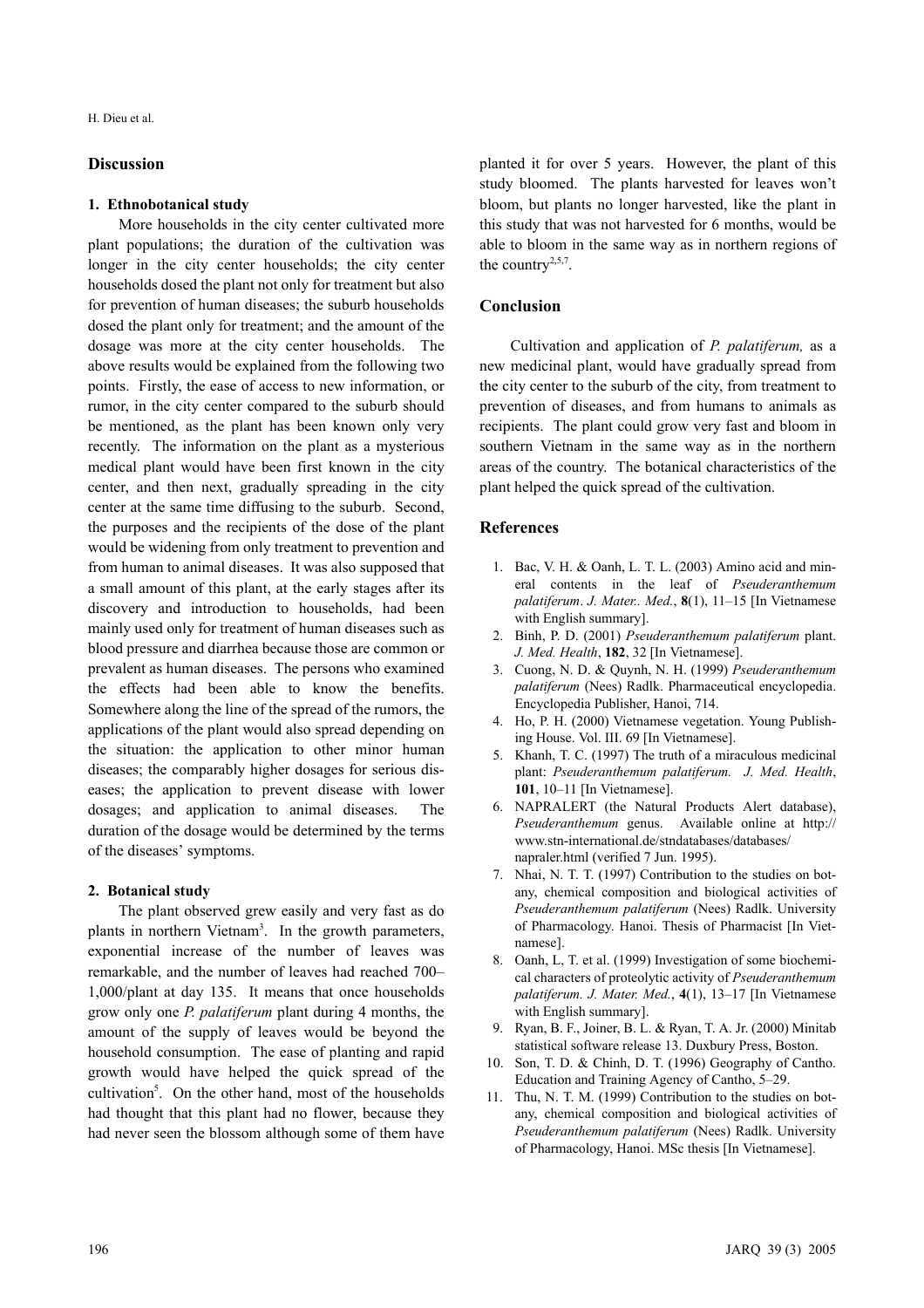## Discussion

### 1. Ethnobotanical study

More households in the city center cultivated more plant populations; the duration of the cultivation was longer in the city center households; the city center households dosed the plant not only for treatment but also for prevention of human diseases; the suburb households dosed the plant only for treatment; and the amount of the dosage was more at the city center households. The above results would be explained from the following two points. Firstly, the ease of access to new information, or rumor, in the city center compared to the suburb should be mentioned, as the plant has been known only very recently. The information on the plant as a mysterious medical plant would have been first known in the city center, and then next, gradually spreading in the city center at the same time diffusing to the suburb. Second, the purposes and the recipients of the dose of the plant would be widening from only treatment to prevention and from human to animal diseases. It was also supposed that a small amount of this plant, at the early stages after its discovery and introduction to households, had been mainly used only for treatment of human diseases such as blood pressure and diarrhea because those are common or prevalent as human diseases. The persons who examined the effects had been able to know the benefits. Somewhere along the line of the spread of the rumors, the applications of the plant would also spread depending on the situation: the application to other minor human diseases; the comparably higher dosages for serious diseases; the application to prevent disease with lower dosages; and application to animal diseases. The duration of the dosage would be determined by the terms of the diseases' symptoms.

### 2. Botanical study

The plant observed grew easily and very fast as do plants in northern Vietnam[3]. In the growth parameters, exponential increase of the number of leaves was remarkable, and the number of leaves had reached 700–1,000/plant at day 135. It means that once households grow only one *P. palatiferum* plant during 4 months, the amount of the supply of leaves would be beyond the household consumption. The ease of planting and rapid growth would have helped the quick spread of the cultivation[5]. On the other hand, most of the households had thought that this plant had no flower, because they had never seen the blossom although some of them have planted it for over 5 years. However, the plant of this study bloomed. The plants harvested for leaves won't bloom, but plants no longer harvested, like the plant in this study that was not harvested for 6 months, would be able to bloom in the same way as in northern regions of the country[2,5,7].

## Conclusion

Cultivation and application of *P. palatiferum,* as a new medicinal plant, would have gradually spread from the city center to the suburb of the city, from treatment to prevention of diseases, and from humans to animals as recipients. The plant could grow very fast and bloom in southern Vietnam in the same way as in the northern areas of the country. The botanical characteristics of the plant helped the quick spread of the cultivation.

## References

1. Bac, V. H. & Oanh, L. T. L. (2003) Amino acid and mineral contents in the leaf of *Pseuderanthemum palatiferum*. *J. Mater.. Med.*, **8**(1), 11–15 [In Vietnamese with English summary].
2. Binh, P. D. (2001) *Pseuderanthemum palatiferum* plant. *J. Med. Health*, **182**, 32 [In Vietnamese].
3. Cuong, N. D. & Quynh, N. H. (1999) *Pseuderanthemum palatiferum* (Nees) Radlk. Pharmaceutical encyclopedia. Encyclopedia Publisher, Hanoi, 714.
4. Ho, P. H. (2000) Vietnamese vegetation. Young Publishing House. Vol. III. 69 [In Vietnamese].
5. Khanh, T. C. (1997) The truth of a miraculous medicinal plant: *Pseuderanthemum palatiferum. J. Med. Health*, **101**, 10–11 [In Vietnamese].
6. NAPRALERT (the Natural Products Alert database), *Pseuderanthemum* genus. Available online at http://www.stn-international.de/stndatabases/databases/napraler.html (verified 7 Jun. 1995).
7. Nhai, N. T. T. (1997) Contribution to the studies on botany, chemical composition and biological activities of *Pseuderanthemum palatiferum* (Nees) Radlk. University of Pharmacology. Hanoi. Thesis of Pharmacist [In Vietnamese].
8. Oanh, L, T. et al. (1999) Investigation of some biochemical characters of proteolytic activity of *Pseuderanthemum palatiferum*. *J. Mater. Med.*, **4**(1), 13–17 [In Vietnamese with English summary].
9. Ryan, B. F., Joiner, B. L. & Ryan, T. A. Jr. (2000) Minitab statistical software release 13. Duxbury Press, Boston.
10. Son, T. D. & Chinh, D. T. (1996) Geography of Cantho. Education and Training Agency of Cantho, 5–29.
11. Thu, N. T. M. (1999) Contribution to the studies on botany, chemical composition and biological activities of *Pseuderanthemum palatiferum* (Nees) Radlk. University of Pharmacology, Hanoi. MSc thesis [In Vietnamese].